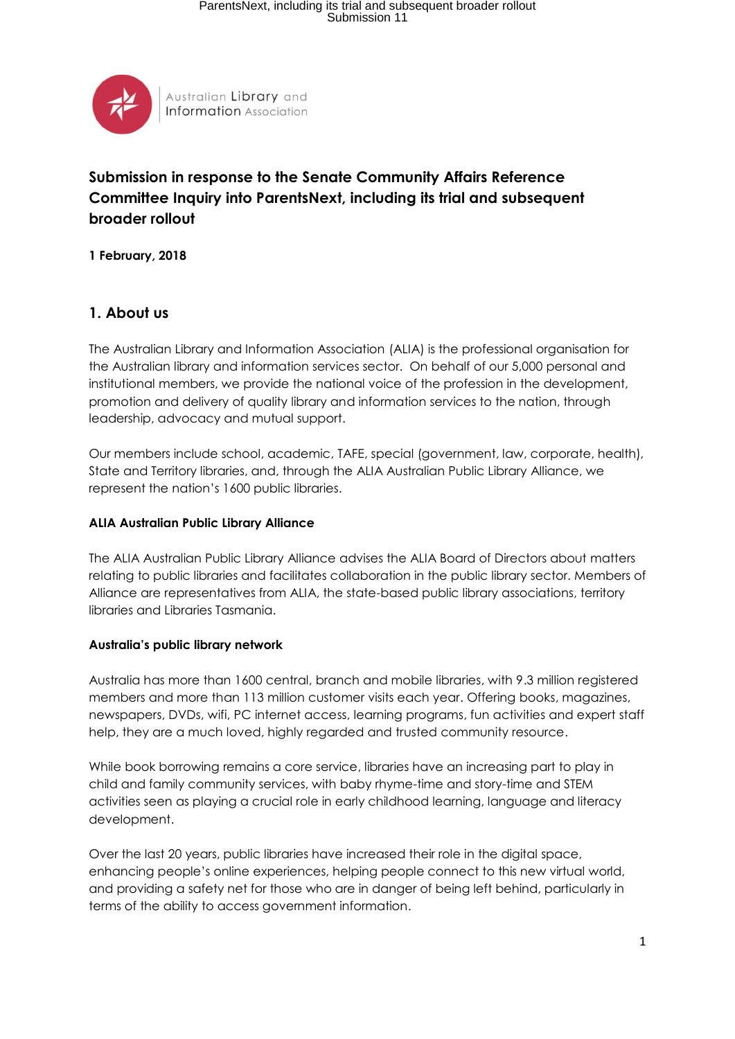Australian Library and Information Association

# Submission in response to the Senate Community Affairs Reference Committee Inquiry into ParentsNext, including its trial and subsequent broader rollout

**1 February, 2018**

## 1. About us

The Australian Library and Information Association (ALIA) is the professional organisation for the Australian library and information services sector. On behalf of our 5,000 personal and institutional members, we provide the national voice of the profession in the development, promotion and delivery of quality library and information services to the nation, through leadership, advocacy and mutual support.

Our members include school, academic, TAFE, special (government, law, corporate, health), State and Territory libraries, and, through the ALIA Australian Public Library Alliance, we represent the nation's 1600 public libraries.

### ALIA Australian Public Library Alliance

The ALIA Australian Public Library Alliance advises the ALIA Board of Directors about matters relating to public libraries and facilitates collaboration in the public library sector. Members of Alliance are representatives from ALIA, the state-based public library associations, territory libraries and Libraries Tasmania.

### Australia's public library network

Australia has more than 1600 central, branch and mobile libraries, with 9.3 million registered members and more than 113 million customer visits each year. Offering books, magazines, newspapers, DVDs, wifi, PC internet access, learning programs, fun activities and expert staff help, they are a much loved, highly regarded and trusted community resource.

While book borrowing remains a core service, libraries have an increasing part to play in child and family community services, with baby rhyme-time and story-time and STEM activities seen as playing a crucial role in early childhood learning, language and literacy development.

Over the last 20 years, public libraries have increased their role in the digital space, enhancing people's online experiences, helping people connect to this new virtual world, and providing a safety net for those who are in danger of being left behind, particularly in terms of the ability to access government information.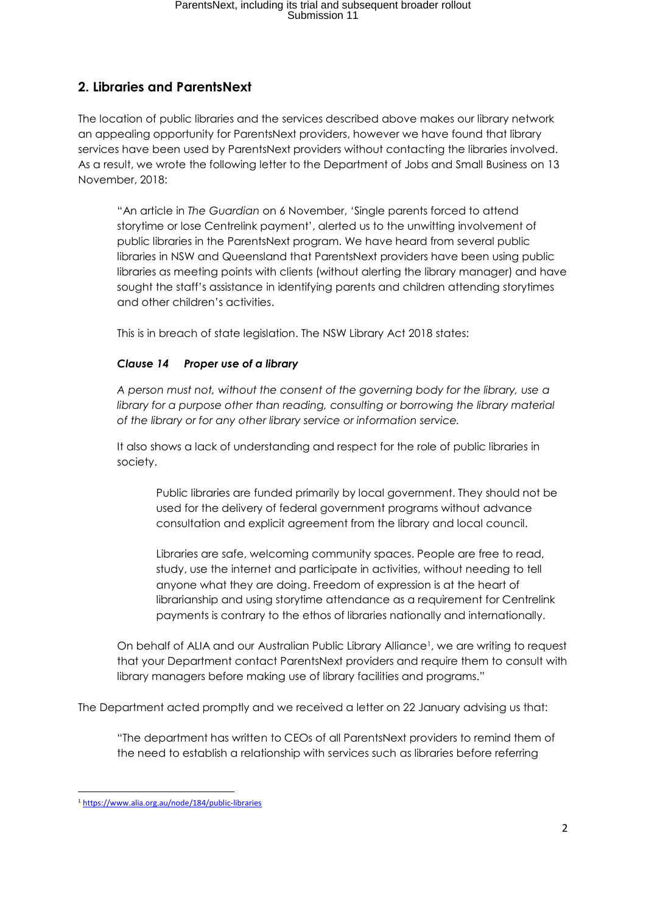## 2. Libraries and ParentsNext

The location of public libraries and the services described above makes our library network an appealing opportunity for ParentsNext providers, however we have found that library services have been used by ParentsNext providers without contacting the libraries involved. As a result, we wrote the following letter to the Department of Jobs and Small Business on 13 November, 2018:

> "An article in *The Guardian* on 6 November, 'Single parents forced to attend storytime or lose Centrelink payment', alerted us to the unwitting involvement of public libraries in the ParentsNext program. We have heard from several public libraries in NSW and Queensland that ParentsNext providers have been using public libraries as meeting points with clients (without alerting the library manager) and have sought the staff's assistance in identifying parents and children attending storytimes and other children's activities.
>
> This is in breach of state legislation. The NSW Library Act 2018 states:
>
> ***Clause 14 Proper use of a library***
>
> *A person must not, without the consent of the governing body for the library, use a library for a purpose other than reading, consulting or borrowing the library material of the library or for any other library service or information service.*
>
> It also shows a lack of understanding and respect for the role of public libraries in society.
>
> > Public libraries are funded primarily by local government. They should not be used for the delivery of federal government programs without advance consultation and explicit agreement from the library and local council.
> >
> > Libraries are safe, welcoming community spaces. People are free to read, study, use the internet and participate in activities, without needing to tell anyone what they are doing. Freedom of expression is at the heart of librarianship and using storytime attendance as a requirement for Centrelink payments is contrary to the ethos of libraries nationally and internationally.
>
> On behalf of ALIA and our Australian Public Library Alliance[1], we are writing to request that your Department contact ParentsNext providers and require them to consult with library managers before making use of library facilities and programs."

The Department acted promptly and we received a letter on 22 January advising us that:

> "The department has written to CEOs of all ParentsNext providers to remind them of the need to establish a relationship with services such as libraries before referring

[1] https://www.alia.org.au/node/184/public-libraries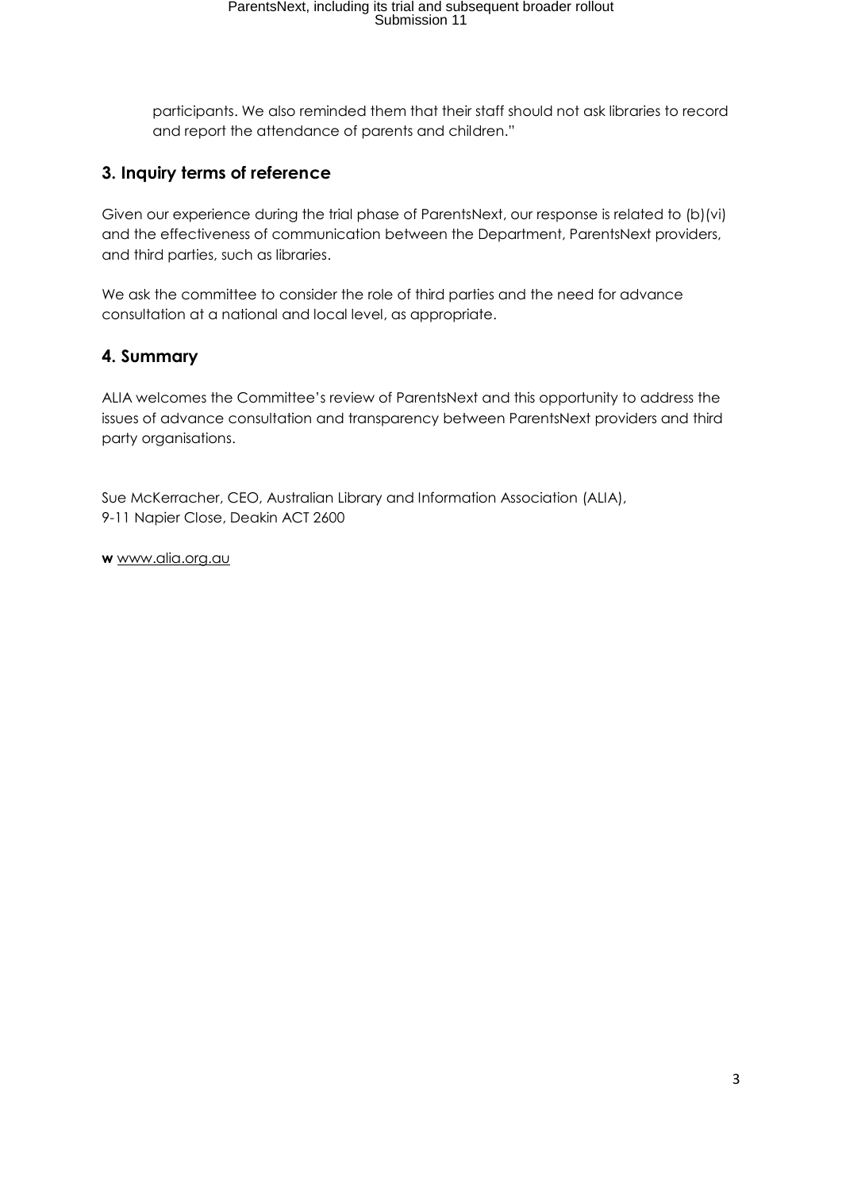participants. We also reminded them that their staff should not ask libraries to record and report the attendance of parents and children."

## 3. Inquiry terms of reference

Given our experience during the trial phase of ParentsNext, our response is related to (b)(vi) and the effectiveness of communication between the Department, ParentsNext providers, and third parties, such as libraries.

We ask the committee to consider the role of third parties and the need for advance consultation at a national and local level, as appropriate.

## 4. Summary

ALIA welcomes the Committee's review of ParentsNext and this opportunity to address the issues of advance consultation and transparency between ParentsNext providers and third party organisations.

Sue McKerracher, CEO, Australian Library and Information Association (ALIA),
9-11 Napier Close, Deakin ACT 2600

**w** www.alia.org.au